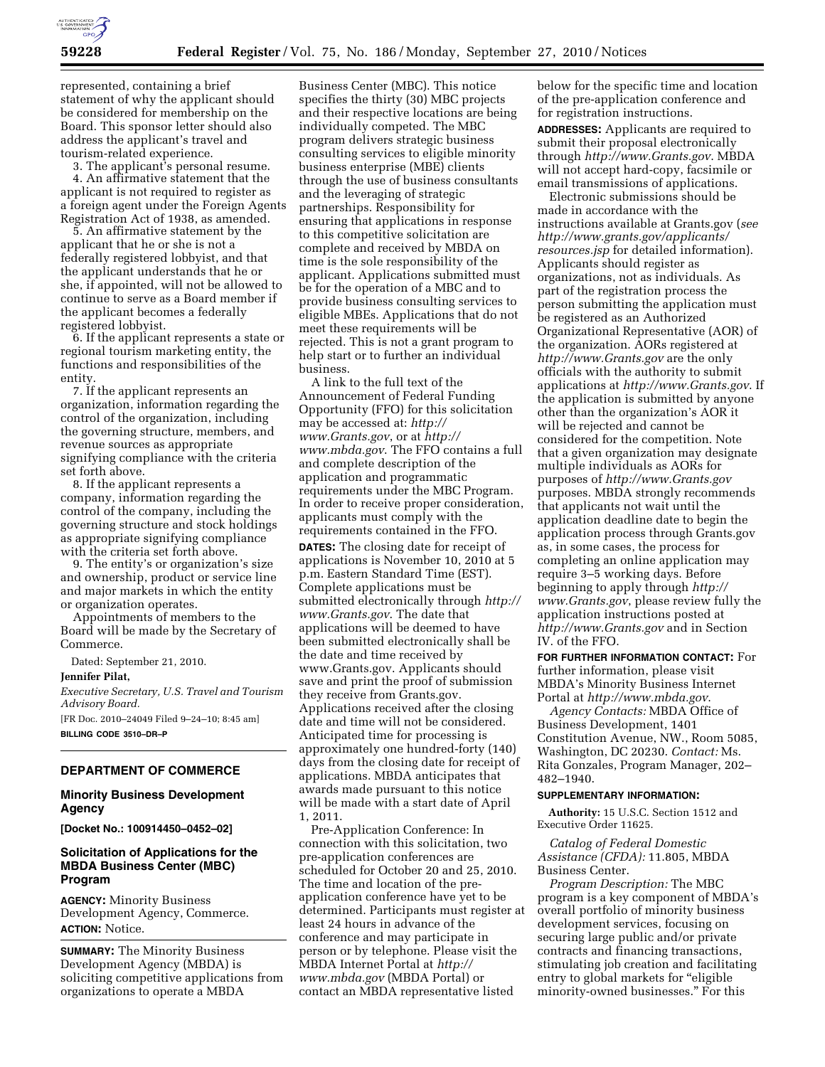represented, containing a brief statement of why the applicant should be considered for membership on the Board. This sponsor letter should also address the applicant's travel and tourism-related experience.

3. The applicant's personal resume.

4. An affirmative statement that the applicant is not required to register as a foreign agent under the Foreign Agents Registration Act of 1938, as amended.

5. An affirmative statement by the applicant that he or she is not a federally registered lobbyist, and that the applicant understands that he or she, if appointed, will not be allowed to continue to serve as a Board member if the applicant becomes a federally registered lobbyist.

6. If the applicant represents a state or regional tourism marketing entity, the functions and responsibilities of the entity.

7. If the applicant represents an organization, information regarding the control of the organization, including the governing structure, members, and revenue sources as appropriate signifying compliance with the criteria set forth above.

8. If the applicant represents a company, information regarding the control of the company, including the governing structure and stock holdings as appropriate signifying compliance with the criteria set forth above.

9. The entity's or organization's size and ownership, product or service line and major markets in which the entity or organization operates.

Appointments of members to the Board will be made by the Secretary of Commerce.

Dated: September 21, 2010.

**Jennifer Pilat,**

*Executive Secretary, U.S. Travel and Tourism Advisory Board.*

[FR Doc. 2010–24049 Filed 9–24–10; 8:45 am]

**BILLING CODE 3510–DR–P**

## DEPARTMENT OF COMMERCE

### Minority Business Development Agency

**[Docket No.: 100914450–0452–02]**

### Solicitation of Applications for the MBDA Business Center (MBC) Program

**AGENCY:** Minority Business Development Agency, Commerce.

**ACTION:** Notice.

**SUMMARY:** The Minority Business Development Agency (MBDA) is soliciting competitive applications from organizations to operate a MBDA Business Center (MBC). This notice specifies the thirty (30) MBC projects and their respective locations are being individually competed. The MBC program delivers strategic business consulting services to eligible minority business enterprise (MBE) clients through the use of business consultants and the leveraging of strategic partnerships. Responsibility for ensuring that applications in response to this competitive solicitation are complete and received by MBDA on time is the sole responsibility of the applicant. Applications submitted must be for the operation of a MBC and to provide business consulting services to eligible MBEs. Applications that do not meet these requirements will be rejected. This is not a grant program to help start or to further an individual business.

A link to the full text of the Announcement of Federal Funding Opportunity (FFO) for this solicitation may be accessed at: *http://www.Grants.gov*, or at *http://www.mbda.gov*. The FFO contains a full and complete description of the application and programmatic requirements under the MBC Program. In order to receive proper consideration, applicants must comply with the requirements contained in the FFO.

**DATES:** The closing date for receipt of applications is November 10, 2010 at 5 p.m. Eastern Standard Time (EST). Complete applications must be submitted electronically through *http://www.Grants.gov*. The date that applications will be deemed to have been submitted electronically shall be the date and time received by www.Grants.gov. Applicants should save and print the proof of submission they receive from Grants.gov. Applications received after the closing date and time will not be considered. Anticipated time for processing is approximately one hundred-forty (140) days from the closing date for receipt of applications. MBDA anticipates that awards made pursuant to this notice will be made with a start date of April 1, 2011.

Pre-Application Conference: In connection with this solicitation, two pre-application conferences are scheduled for October 20 and 25, 2010. The time and location of the pre-application conference have yet to be determined. Participants must register at least 24 hours in advance of the conference and may participate in person or by telephone. Please visit the MBDA Internet Portal at *http://www.mbda.gov* (MBDA Portal) or contact an MBDA representative listed below for the specific time and location of the pre-application conference and for registration instructions.

**ADDRESSES:** Applicants are required to submit their proposal electronically through *http://www.Grants.gov*. MBDA will not accept hard-copy, facsimile or email transmissions of applications.

Electronic submissions should be made in accordance with the instructions available at Grants.gov (*see http://www.grants.gov/applicants/resources.jsp* for detailed information). Applicants should register as organizations, not as individuals. As part of the registration process the person submitting the application must be registered as an Authorized Organizational Representative (AOR) of the organization. AORs registered at *http://www.Grants.gov* are the only officials with the authority to submit applications at *http://www.Grants.gov*. If the application is submitted by anyone other than the organization's AOR it will be rejected and cannot be considered for the competition. Note that a given organization may designate multiple individuals as AORs for purposes of *http://www.Grants.gov* purposes. MBDA strongly recommends that applicants not wait until the application deadline date to begin the application process through Grants.gov as, in some cases, the process for completing an online application may require 3–5 working days. Before beginning to apply through *http://www.Grants.gov*, please review fully the application instructions posted at *http://www.Grants.gov* and in Section IV. of the FFO.

**FOR FURTHER INFORMATION CONTACT:** For further information, please visit MBDA's Minority Business Internet Portal at *http://www.mbda.gov*.

*Agency Contacts:* MBDA Office of Business Development, 1401 Constitution Avenue, NW., Room 5085, Washington, DC 20230. *Contact:* Ms. Rita Gonzales, Program Manager, 202–482–1940.

**SUPPLEMENTARY INFORMATION:**

**Authority:** 15 U.S.C. Section 1512 and Executive Order 11625.

*Catalog of Federal Domestic Assistance (CFDA):* 11.805, MBDA Business Center.

*Program Description:* The MBC program is a key component of MBDA's overall portfolio of minority business development services, focusing on securing large public and/or private contracts and financing transactions, stimulating job creation and facilitating entry to global markets for "eligible minority-owned businesses." For this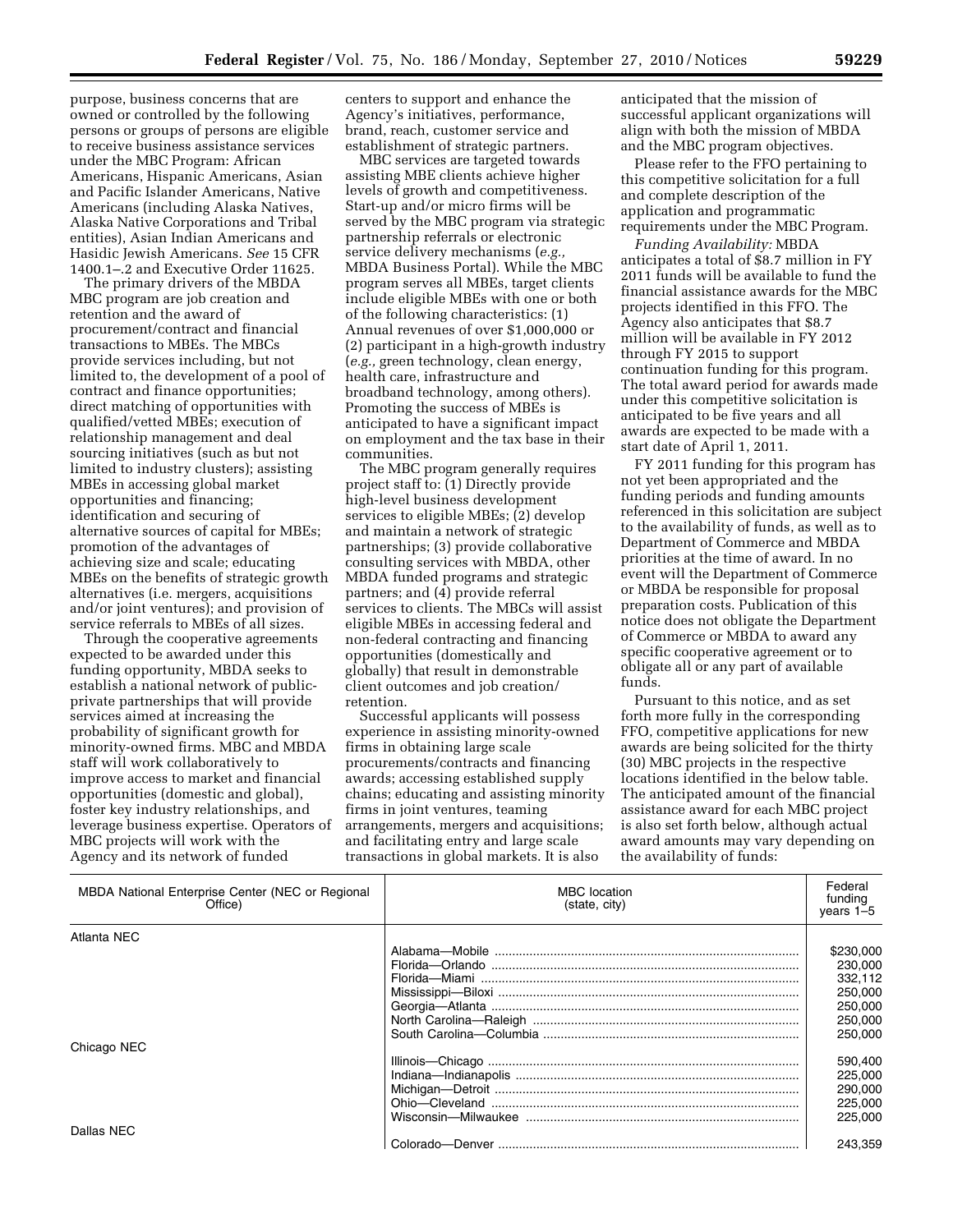purpose, business concerns that are owned or controlled by the following persons or groups of persons are eligible to receive business assistance services under the MBC Program: African Americans, Hispanic Americans, Asian and Pacific Islander Americans, Native Americans (including Alaska Natives, Alaska Native Corporations and Tribal entities), Asian Indian Americans and Hasidic Jewish Americans. *See* 15 CFR 1400.1–.2 and Executive Order 11625.

The primary drivers of the MBDA MBC program are job creation and retention and the award of procurement/contract and financial transactions to MBEs. The MBCs provide services including, but not limited to, the development of a pool of contract and finance opportunities; direct matching of opportunities with qualified/vetted MBEs; execution of relationship management and deal sourcing initiatives (such as but not limited to industry clusters); assisting MBEs in accessing global market opportunities and financing; identification and securing of alternative sources of capital for MBEs; promotion of the advantages of achieving size and scale; educating MBEs on the benefits of strategic growth alternatives (i.e. mergers, acquisitions and/or joint ventures); and provision of service referrals to MBEs of all sizes.

Through the cooperative agreements expected to be awarded under this funding opportunity, MBDA seeks to establish a national network of public-private partnerships that will provide services aimed at increasing the probability of significant growth for minority-owned firms. MBC and MBDA staff will work collaboratively to improve access to market and financial opportunities (domestic and global), foster key industry relationships, and leverage business expertise. Operators of MBC projects will work with the Agency and its network of funded centers to support and enhance the Agency's initiatives, performance, brand, reach, customer service and establishment of strategic partners.

MBC services are targeted towards assisting MBE clients achieve higher levels of growth and competitiveness. Start-up and/or micro firms will be served by the MBC program via strategic partnership referrals or electronic service delivery mechanisms (*e.g.,* MBDA Business Portal). While the MBC program serves all MBEs, target clients include eligible MBEs with one or both of the following characteristics: (1) Annual revenues of over $1,000,000 or (2) participant in a high-growth industry (*e.g.,* green technology, clean energy, health care, infrastructure and broadband technology, among others). Promoting the success of MBEs is anticipated to have a significant impact on employment and the tax base in their communities.

The MBC program generally requires project staff to: (1) Directly provide high-level business development services to eligible MBEs; (2) develop and maintain a network of strategic partnerships; (3) provide collaborative consulting services with MBDA, other MBDA funded programs and strategic partners; and (4) provide referral services to clients. The MBCs will assist eligible MBEs in accessing federal and non-federal contracting and financing opportunities (domestically and globally) that result in demonstrable client outcomes and job creation/retention.

Successful applicants will possess experience in assisting minority-owned firms in obtaining large scale procurements/contracts and financing awards; accessing established supply chains; educating and assisting minority firms in joint ventures, teaming arrangements, mergers and acquisitions; and facilitating entry and large scale transactions in global markets. It is also anticipated that the mission of successful applicant organizations will align with both the mission of MBDA and the MBC program objectives.

Please refer to the FFO pertaining to this competitive solicitation for a full and complete description of the application and programmatic requirements under the MBC Program.

*Funding Availability:* MBDA anticipates a total of $8.7 million in FY 2011 funds will be available to fund the financial assistance awards for the MBC projects identified in this FFO. The Agency also anticipates that $8.7 million will be available in FY 2012 through FY 2015 to support continuation funding for this program. The total award period for awards made under this competitive solicitation is anticipated to be five years and all awards are expected to be made with a start date of April 1, 2011.

FY 2011 funding for this program has not yet been appropriated and the funding periods and funding amounts referenced in this solicitation are subject to the availability of funds, as well as to Department of Commerce and MBDA priorities at the time of award. In no event will the Department of Commerce or MBDA be responsible for proposal preparation costs. Publication of this notice does not obligate the Department of Commerce or MBDA to award any specific cooperative agreement or to obligate all or any part of available funds.

Pursuant to this notice, and as set forth more fully in the corresponding FFO, competitive applications for new awards are being solicited for the thirty (30) MBC projects in the respective locations identified in the below table. The anticipated amount of the financial assistance award for each MBC project is also set forth below, although actual award amounts may vary depending on the availability of funds:

| MBDA National Enterprise Center (NEC or Regional Office) | MBC location (state, city) | Federal funding years 1–5 |
|---|---|---|
| Atlanta NEC | | |
| | Alabama—Mobile | $230,000 |
| | Florida—Orlando | 230,000 |
| | Florida—Miami | 332,112 |
| | Mississippi—Biloxi | 250,000 |
| | Georgia—Atlanta | 250,000 |
| | North Carolina—Raleigh | 250,000 |
| | South Carolina—Columbia | 250,000 |
| Chicago NEC | | |
| | Illinois—Chicago | 590,400 |
| | Indiana—Indianapolis | 225,000 |
| | Michigan—Detroit | 290,000 |
| | Ohio—Cleveland | 225,000 |
| | Wisconsin—Milwaukee | 225,000 |
| Dallas NEC | | |
| | Colorado—Denver | 243,359 |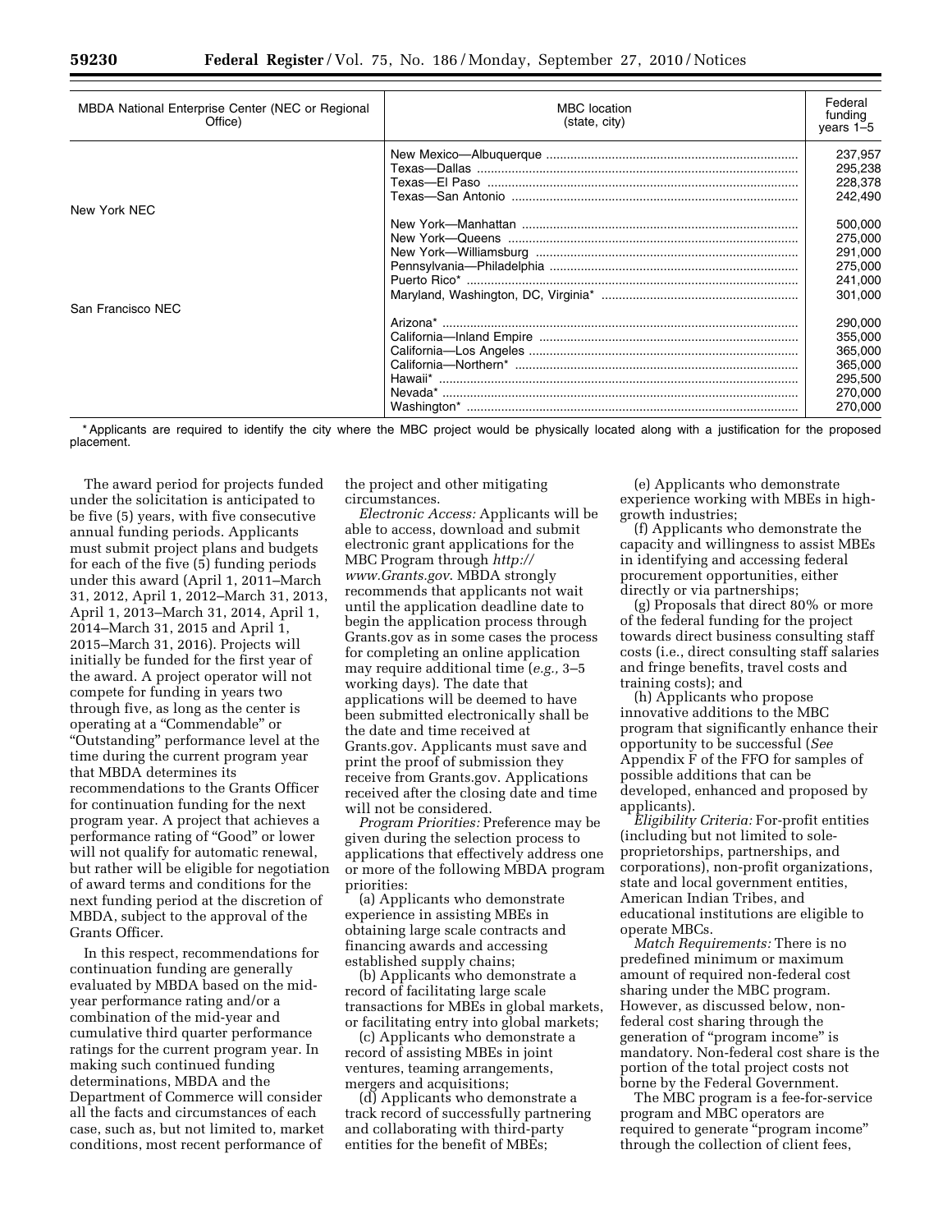| MBDA National Enterprise Center (NEC or Regional Office) | MBC location (state, city) | Federal funding years 1–5 |
|---|---|---|
| | New Mexico—Albuquerque | 237,957 |
| | Texas—Dallas | 295,238 |
| | Texas—El Paso | 228,378 |
| | Texas—San Antonio | 242,490 |
| New York NEC | | |
| | New York—Manhattan | 500,000 |
| | New York—Queens | 275,000 |
| | New York—Williamsburg | 291,000 |
| | Pennsylvania—Philadelphia | 275,000 |
| | Puerto Rico* | 241,000 |
| | Maryland, Washington, DC, Virginia* | 301,000 |
| San Francisco NEC | | |
| | Arizona* | 290,000 |
| | California—Inland Empire | 355,000 |
| | California—Los Angeles | 365,000 |
| | California—Northern* | 365,000 |
| | Hawaii* | 295,500 |
| | Nevada* | 270,000 |
| | Washington* | 270,000 |

* Applicants are required to identify the city where the MBC project would be physically located along with a justification for the proposed placement.

The award period for projects funded under the solicitation is anticipated to be five (5) years, with five consecutive annual funding periods. Applicants must submit project plans and budgets for each of the five (5) funding periods under this award (April 1, 2011–March 31, 2012, April 1, 2012–March 31, 2013, April 1, 2013–March 31, 2014, April 1, 2014–March 31, 2015 and April 1, 2015–March 31, 2016). Projects will initially be funded for the first year of the award. A project operator will not compete for funding in years two through five, as long as the center is operating at a "Commendable" or "Outstanding" performance level at the time during the current program year that MBDA determines its recommendations to the Grants Officer for continuation funding for the next program year. A project that achieves a performance rating of "Good" or lower will not qualify for automatic renewal, but rather will be eligible for negotiation of award terms and conditions for the next funding period at the discretion of MBDA, subject to the approval of the Grants Officer.

In this respect, recommendations for continuation funding are generally evaluated by MBDA based on the mid-year performance rating and/or a combination of the mid-year and cumulative third quarter performance ratings for the current program year. In making such continued funding determinations, MBDA and the Department of Commerce will consider all the facts and circumstances of each case, such as, but not limited to, market conditions, most recent performance of the project and other mitigating circumstances.

*Electronic Access:* Applicants will be able to access, download and submit electronic grant applications for the MBC Program through *http://www.Grants.gov*. MBDA strongly recommends that applicants not wait until the application deadline date to begin the application process through Grants.gov as in some cases the process for completing an online application may require additional time (*e.g.,* 3–5 working days). The date that applications will be deemed to have been submitted electronically shall be the date and time received at Grants.gov. Applicants must save and print the proof of submission they receive from Grants.gov. Applications received after the closing date and time will not be considered.

*Program Priorities:* Preference may be given during the selection process to applications that effectively address one or more of the following MBDA program priorities:

(a) Applicants who demonstrate experience in assisting MBEs in obtaining large scale contracts and financing awards and accessing established supply chains;

(b) Applicants who demonstrate a record of facilitating large scale transactions for MBEs in global markets, or facilitating entry into global markets;

(c) Applicants who demonstrate a record of assisting MBEs in joint ventures, teaming arrangements, mergers and acquisitions;

(d) Applicants who demonstrate a track record of successfully partnering and collaborating with third-party entities for the benefit of MBEs;

(e) Applicants who demonstrate experience working with MBEs in high-growth industries;

(f) Applicants who demonstrate the capacity and willingness to assist MBEs in identifying and accessing federal procurement opportunities, either directly or via partnerships;

(g) Proposals that direct 80% or more of the federal funding for the project towards direct business consulting staff costs (i.e., direct consulting staff salaries and fringe benefits, travel costs and training costs); and

(h) Applicants who propose innovative additions to the MBC program that significantly enhance their opportunity to be successful (*See* Appendix F of the FFO for samples of possible additions that can be developed, enhanced and proposed by applicants).

*Eligibility Criteria:* For-profit entities (including but not limited to sole-proprietorships, partnerships, and corporations), non-profit organizations, state and local government entities, American Indian Tribes, and educational institutions are eligible to operate MBCs.

*Match Requirements:* There is no predefined minimum or maximum amount of required non-federal cost sharing under the MBC program. However, as discussed below, non-federal cost sharing through the generation of "program income" is mandatory. Non-federal cost share is the portion of the total project costs not borne by the Federal Government.

The MBC program is a fee-for-service program and MBC operators are required to generate "program income" through the collection of client fees,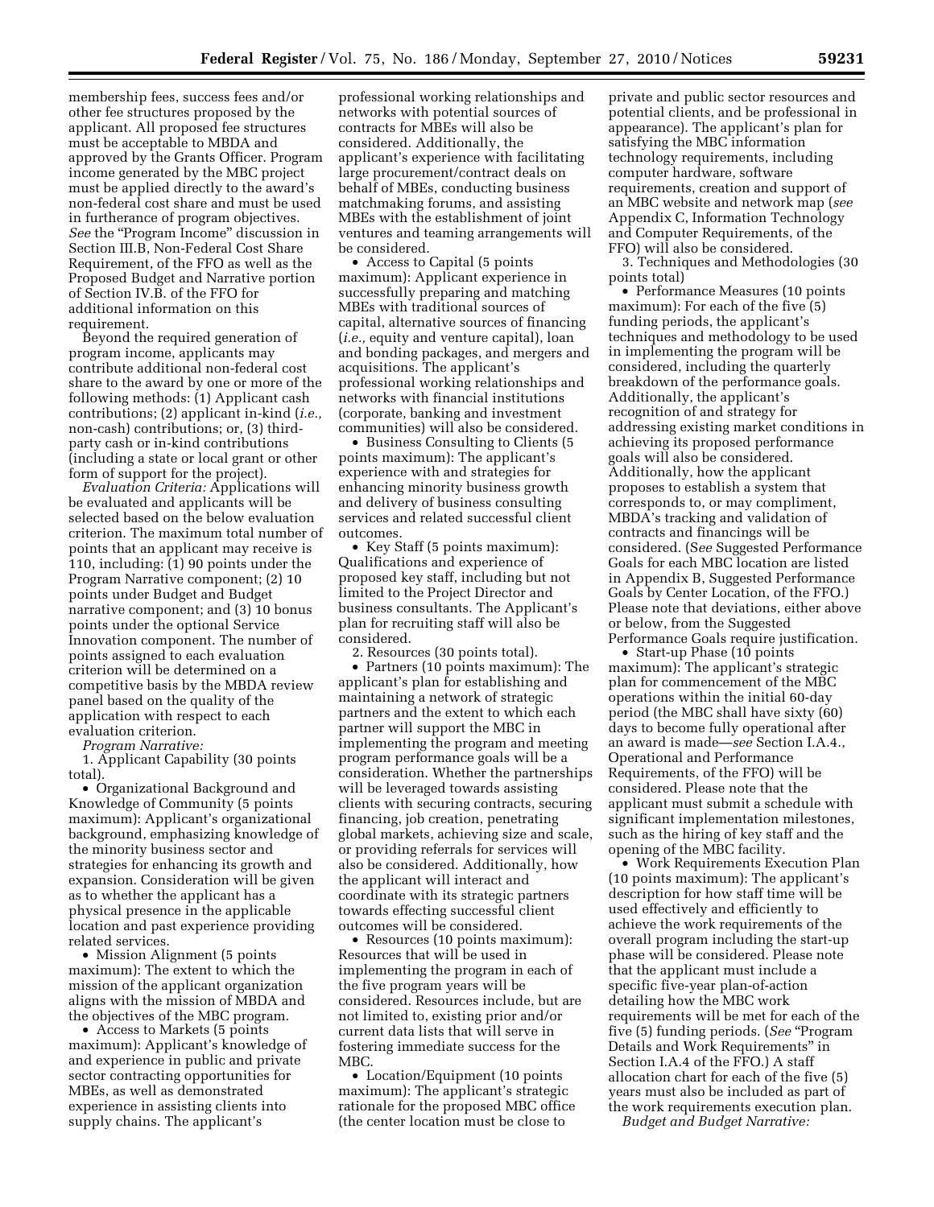membership fees, success fees and/or other fee structures proposed by the applicant. All proposed fee structures must be acceptable to MBDA and approved by the Grants Officer. Program income generated by the MBC project must be applied directly to the award's non-federal cost share and must be used in furtherance of program objectives. *See* the "Program Income" discussion in Section III.B, Non-Federal Cost Share Requirement, of the FFO as well as the Proposed Budget and Narrative portion of Section IV.B. of the FFO for additional information on this requirement.

Beyond the required generation of program income, applicants may contribute additional non-federal cost share to the award by one or more of the following methods: (1) Applicant cash contributions; (2) applicant in-kind (*i.e.,* non-cash) contributions; or, (3) third-party cash or in-kind contributions (including a state or local grant or other form of support for the project).

*Evaluation Criteria:* Applications will be evaluated and applicants will be selected based on the below evaluation criterion. The maximum total number of points that an applicant may receive is 110, including: (1) 90 points under the Program Narrative component; (2) 10 points under Budget and Budget narrative component; and (3) 10 bonus points under the optional Service Innovation component. The number of points assigned to each evaluation criterion will be determined on a competitive basis by the MBDA review panel based on the quality of the application with respect to each evaluation criterion.

*Program Narrative:*

1. Applicant Capability (30 points total).

- Organizational Background and Knowledge of Community (5 points maximum): Applicant's organizational background, emphasizing knowledge of the minority business sector and strategies for enhancing its growth and expansion. Consideration will be given as to whether the applicant has a physical presence in the applicable location and past experience providing related services.
- Mission Alignment (5 points maximum): The extent to which the mission of the applicant organization aligns with the mission of MBDA and the objectives of the MBC program.
- Access to Markets (5 points maximum): Applicant's knowledge of and experience in public and private sector contracting opportunities for MBEs, as well as demonstrated experience in assisting clients into supply chains. The applicant's professional working relationships and networks with potential sources of contracts for MBEs will also be considered. Additionally, the applicant's experience with facilitating large procurement/contract deals on behalf of MBEs, conducting business matchmaking forums, and assisting MBEs with the establishment of joint ventures and teaming arrangements will be considered.
- Access to Capital (5 points maximum): Applicant experience in successfully preparing and matching MBEs with traditional sources of capital, alternative sources of financing (*i.e.,* equity and venture capital), loan and bonding packages, and mergers and acquisitions. The applicant's professional working relationships and networks with financial institutions (corporate, banking and investment communities) will also be considered.
- Business Consulting to Clients (5 points maximum): The applicant's experience with and strategies for enhancing minority business growth and delivery of business consulting services and related successful client outcomes.
- Key Staff (5 points maximum): Qualifications and experience of proposed key staff, including but not limited to the Project Director and business consultants. The Applicant's plan for recruiting staff will also be considered.

2. Resources (30 points total).

- Partners (10 points maximum): The applicant's plan for establishing and maintaining a network of strategic partners and the extent to which each partner will support the MBC in implementing the program and meeting program performance goals will be a consideration. Whether the partnerships will be leveraged towards assisting clients with securing contracts, securing financing, job creation, penetrating global markets, achieving size and scale, or providing referrals for services will also be considered. Additionally, how the applicant will interact and coordinate with its strategic partners towards effecting successful client outcomes will be considered.
- Resources (10 points maximum): Resources that will be used in implementing the program in each of the five program years will be considered. Resources include, but are not limited to, existing prior and/or current data lists that will serve in fostering immediate success for the MBC.
- Location/Equipment (10 points maximum): The applicant's strategic rationale for the proposed MBC office (the center location must be close to private and public sector resources and potential clients, and be professional in appearance). The applicant's plan for satisfying the MBC information technology requirements, including computer hardware, software requirements, creation and support of an MBC website and network map (*see* Appendix C, Information Technology and Computer Requirements, of the FFO) will also be considered.

3. Techniques and Methodologies (30 points total)

- Performance Measures (10 points maximum): For each of the five (5) funding periods, the applicant's techniques and methodology to be used in implementing the program will be considered, including the quarterly breakdown of the performance goals. Additionally, the applicant's recognition of and strategy for addressing existing market conditions in achieving its proposed performance goals will also be considered. Additionally, how the applicant proposes to establish a system that corresponds to, or may compliment, MBDA's tracking and validation of contracts and financings will be considered. (*See* Suggested Performance Goals for each MBC location are listed in Appendix B, Suggested Performance Goals by Center Location, of the FFO.) Please note that deviations, either above or below, from the Suggested Performance Goals require justification.
- Start-up Phase (10 points maximum): The applicant's strategic plan for commencement of the MBC operations within the initial 60-day period (the MBC shall have sixty (60) days to become fully operational after an award is made—*see* Section I.A.4., Operational and Performance Requirements, of the FFO) will be considered. Please note that the applicant must submit a schedule with significant implementation milestones, such as the hiring of key staff and the opening of the MBC facility.
- Work Requirements Execution Plan (10 points maximum): The applicant's description for how staff time will be used effectively and efficiently to achieve the work requirements of the overall program including the start-up phase will be considered. Please note that the applicant must include a specific five-year plan-of-action detailing how the MBC work requirements will be met for each of the five (5) funding periods. (*See* "Program Details and Work Requirements" in Section I.A.4 of the FFO.) A staff allocation chart for each of the five (5) years must also be included as part of the work requirements execution plan.

*Budget and Budget Narrative:*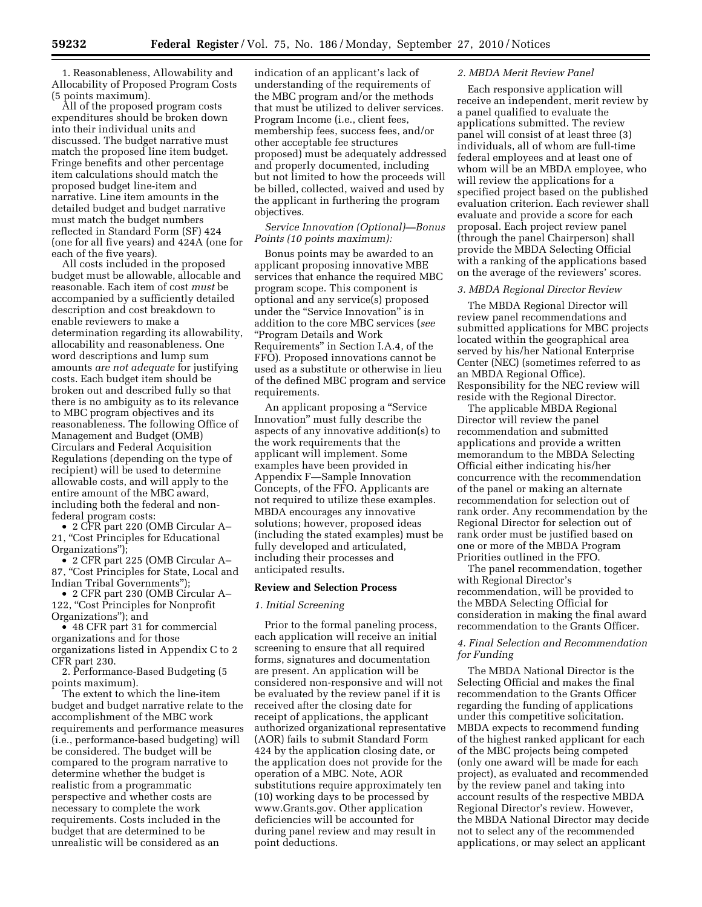1. Reasonableness, Allowability and Allocability of Proposed Program Costs (5 points maximum).

All of the proposed program costs expenditures should be broken down into their individual units and discussed. The budget narrative must match the proposed line item budget. Fringe benefits and other percentage item calculations should match the proposed budget line-item and narrative. Line item amounts in the detailed budget and budget narrative must match the budget numbers reflected in Standard Form (SF) 424 (one for all five years) and 424A (one for each of the five years).

All costs included in the proposed budget must be allowable, allocable and reasonable. Each item of cost *must* be accompanied by a sufficiently detailed description and cost breakdown to enable reviewers to make a determination regarding its allowability, allocability and reasonableness. One word descriptions and lump sum amounts *are not adequate* for justifying costs. Each budget item should be broken out and described fully so that there is no ambiguity as to its relevance to MBC program objectives and its reasonableness. The following Office of Management and Budget (OMB) Circulars and Federal Acquisition Regulations (depending on the type of recipient) will be used to determine allowable costs, and will apply to the entire amount of the MBC award, including both the federal and non-federal program costs:

- 2 CFR part 220 (OMB Circular A–21, "Cost Principles for Educational Organizations");
- 2 CFR part 225 (OMB Circular A–87, "Cost Principles for State, Local and Indian Tribal Governments");
- 2 CFR part 230 (OMB Circular A–122, "Cost Principles for Nonprofit Organizations"); and
- 48 CFR part 31 for commercial organizations and for those organizations listed in Appendix C to 2 CFR part 230.

2. Performance-Based Budgeting (5 points maximum).

The extent to which the line-item budget and budget narrative relate to the accomplishment of the MBC work requirements and performance measures (i.e., performance-based budgeting) will be considered. The budget will be compared to the program narrative to determine whether the budget is realistic from a programmatic perspective and whether costs are necessary to complete the work requirements. Costs included in the budget that are determined to be unrealistic will be considered as an indication of an applicant's lack of understanding of the requirements of the MBC program and/or the methods that must be utilized to deliver services. Program Income (i.e., client fees, membership fees, success fees, and/or other acceptable fee structures proposed) must be adequately addressed and properly documented, including but not limited to how the proceeds will be billed, collected, waived and used by the applicant in furthering the program objectives.

*Service Innovation (Optional)—Bonus Points (10 points maximum):*

Bonus points may be awarded to an applicant proposing innovative MBE services that enhance the required MBC program scope. This component is optional and any service(s) proposed under the "Service Innovation" is in addition to the core MBC services (*see* "Program Details and Work Requirements" in Section I.A.4, of the FFO). Proposed innovations cannot be used as a substitute or otherwise in lieu of the defined MBC program and service requirements.

An applicant proposing a "Service Innovation" must fully describe the aspects of any innovative addition(s) to the work requirements that the applicant will implement. Some examples have been provided in Appendix F—Sample Innovation Concepts, of the FFO. Applicants are not required to utilize these examples. MBDA encourages any innovative solutions; however, proposed ideas (including the stated examples) must be fully developed and articulated, including their processes and anticipated results.

**Review and Selection Process**

*1. Initial Screening*

Prior to the formal paneling process, each application will receive an initial screening to ensure that all required forms, signatures and documentation are present. An application will be considered non-responsive and will not be evaluated by the review panel if it is received after the closing date for receipt of applications, the applicant authorized organizational representative (AOR) fails to submit Standard Form 424 by the application closing date, or the application does not provide for the operation of a MBC. Note, AOR substitutions require approximately ten (10) working days to be processed by www.Grants.gov. Other application deficiencies will be accounted for during panel review and may result in point deductions.

*2. MBDA Merit Review Panel*

Each responsive application will receive an independent, merit review by a panel qualified to evaluate the applications submitted. The review panel will consist of at least three (3) individuals, all of whom are full-time federal employees and at least one of whom will be an MBDA employee, who will review the applications for a specified project based on the published evaluation criterion. Each reviewer shall evaluate and provide a score for each proposal. Each project review panel (through the panel Chairperson) shall provide the MBDA Selecting Official with a ranking of the applications based on the average of the reviewers' scores.

*3. MBDA Regional Director Review*

The MBDA Regional Director will review panel recommendations and submitted applications for MBC projects located within the geographical area served by his/her National Enterprise Center (NEC) (sometimes referred to as an MBDA Regional Office). Responsibility for the NEC review will reside with the Regional Director.

The applicable MBDA Regional Director will review the panel recommendation and submitted applications and provide a written memorandum to the MBDA Selecting Official either indicating his/her concurrence with the recommendation of the panel or making an alternate recommendation for selection out of rank order. Any recommendation by the Regional Director for selection out of rank order must be justified based on one or more of the MBDA Program Priorities outlined in the FFO.

The panel recommendation, together with Regional Director's recommendation, will be provided to the MBDA Selecting Official for consideration in making the final award recommendation to the Grants Officer.

*4. Final Selection and Recommendation for Funding*

The MBDA National Director is the Selecting Official and makes the final recommendation to the Grants Officer regarding the funding of applications under this competitive solicitation. MBDA expects to recommend funding of the highest ranked applicant for each of the MBC projects being competed (only one award will be made for each project), as evaluated and recommended by the review panel and taking into account results of the respective MBDA Regional Director's review. However, the MBDA National Director may decide not to select any of the recommended applications, or may select an applicant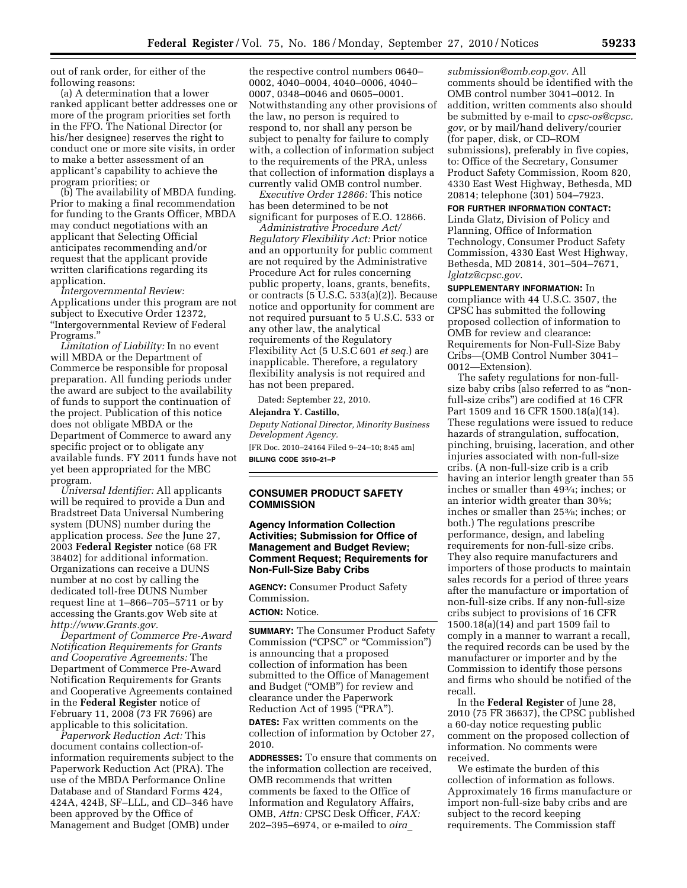out of rank order, for either of the following reasons:

(a) A determination that a lower ranked applicant better addresses one or more of the program priorities set forth in the FFO. The National Director (or his/her designee) reserves the right to conduct one or more site visits, in order to make a better assessment of an applicant's capability to achieve the program priorities; or

(b) The availability of MBDA funding. Prior to making a final recommendation for funding to the Grants Officer, MBDA may conduct negotiations with an applicant that Selecting Official anticipates recommending and/or request that the applicant provide written clarifications regarding its application.

*Intergovernmental Review:* Applications under this program are not subject to Executive Order 12372, "Intergovernmental Review of Federal Programs."

*Limitation of Liability:* In no event will MBDA or the Department of Commerce be responsible for proposal preparation. All funding periods under the award are subject to the availability of funds to support the continuation of the project. Publication of this notice does not obligate MBDA or the Department of Commerce to award any specific project or to obligate any available funds. FY 2011 funds have not yet been appropriated for the MBC program.

*Universal Identifier:* All applicants will be required to provide a Dun and Bradstreet Data Universal Numbering system (DUNS) number during the application process. *See* the June 27, 2003 **Federal Register** notice (68 FR 38402) for additional information. Organizations can receive a DUNS number at no cost by calling the dedicated toll-free DUNS Number request line at 1–866–705–5711 or by accessing the Grants.gov Web site at *http://www.Grants.gov.*

*Department of Commerce Pre-Award Notification Requirements for Grants and Cooperative Agreements:* The Department of Commerce Pre-Award Notification Requirements for Grants and Cooperative Agreements contained in the **Federal Register** notice of February 11, 2008 (73 FR 7696) are applicable to this solicitation.

*Paperwork Reduction Act:* This document contains collection-of-information requirements subject to the Paperwork Reduction Act (PRA). The use of the MBDA Performance Online Database and of Standard Forms 424, 424A, 424B, SF–LLL, and CD–346 have been approved by the Office of Management and Budget (OMB) under the respective control numbers 0640–0002, 4040–0004, 4040–0006, 4040–0007, 0348–0046 and 0605–0001. Notwithstanding any other provisions of the law, no person is required to respond to, nor shall any person be subject to penalty for failure to comply with, a collection of information subject to the requirements of the PRA, unless that collection of information displays a currently valid OMB control number.

*Executive Order 12866:* This notice has been determined to be not significant for purposes of E.O. 12866.

*Administrative Procedure Act/Regulatory Flexibility Act:* Prior notice and an opportunity for public comment are not required by the Administrative Procedure Act for rules concerning public property, loans, grants, benefits, or contracts (5 U.S.C. 533(a)(2)). Because notice and opportunity for comment are not required pursuant to 5 U.S.C. 533 or any other law, the analytical requirements of the Regulatory Flexibility Act (5 U.S.C 601 *et seq.*) are inapplicable. Therefore, a regulatory flexibility analysis is not required and has not been prepared.

Dated: September 22, 2010.

**Alejandra Y. Castillo,**

*Deputy National Director, Minority Business Development Agency.*

[FR Doc. 2010–24164 Filed 9–24–10; 8:45 am]

**BILLING CODE 3510–21–P**

## CONSUMER PRODUCT SAFETY COMMISSION

### Agency Information Collection Activities; Submission for Office of Management and Budget Review; Comment Request; Requirements for Non-Full-Size Baby Cribs

**AGENCY:** Consumer Product Safety Commission.

**ACTION:** Notice.

**SUMMARY:** The Consumer Product Safety Commission ("CPSC" or "Commission") is announcing that a proposed collection of information has been submitted to the Office of Management and Budget ("OMB") for review and clearance under the Paperwork Reduction Act of 1995 ("PRA").

**DATES:** Fax written comments on the collection of information by October 27, 2010.

**ADDRESSES:** To ensure that comments on the information collection are received, OMB recommends that written comments be faxed to the Office of Information and Regulatory Affairs, OMB, *Attn:* CPSC Desk Officer, *FAX:* 202–395–6974, or e-mailed to *oira_submission@omb.eop.gov.* All comments should be identified with the OMB control number 3041–0012. In addition, written comments also should be submitted by e-mail to *cpsc-os@cpsc.gov,* or by mail/hand delivery/courier (for paper, disk, or CD–ROM submissions), preferably in five copies, to: Office of the Secretary, Consumer Product Safety Commission, Room 820, 4330 East West Highway, Bethesda, MD 20814; telephone (301) 504–7923.

**FOR FURTHER INFORMATION CONTACT:** Linda Glatz, Division of Policy and Planning, Office of Information Technology, Consumer Product Safety Commission, 4330 East West Highway, Bethesda, MD 20814, 301–504–7671, *lglatz@cpsc.gov*.

**SUPPLEMENTARY INFORMATION:** In compliance with 44 U.S.C. 3507, the CPSC has submitted the following proposed collection of information to OMB for review and clearance: Requirements for Non-Full-Size Baby Cribs—(OMB Control Number 3041–0012—Extension).

The safety regulations for non-full-size baby cribs (also referred to as "non-full-size cribs") are codified at 16 CFR Part 1509 and 16 CFR 1500.18(a)(14). These regulations were issued to reduce hazards of strangulation, suffocation, pinching, bruising, laceration, and other injuries associated with non-full-size cribs. (A non-full-size crib is a crib having an interior length greater than 55 inches or smaller than 49¾; inches; or an interior width greater than 30⅝; inches or smaller than 25⅜; inches; or both.) The regulations prescribe performance, design, and labeling requirements for non-full-size cribs. They also require manufacturers and importers of those products to maintain sales records for a period of three years after the manufacture or importation of non-full-size cribs. If any non-full-size cribs subject to provisions of 16 CFR 1500.18(a)(14) and part 1509 fail to comply in a manner to warrant a recall, the required records can be used by the manufacturer or importer and by the Commission to identify those persons and firms who should be notified of the recall.

In the **Federal Register** of June 28, 2010 (75 FR 36637), the CPSC published a 60-day notice requesting public comment on the proposed collection of information. No comments were received.

We estimate the burden of this collection of information as follows. Approximately 16 firms manufacture or import non-full-size baby cribs and are subject to the record keeping requirements. The Commission staff